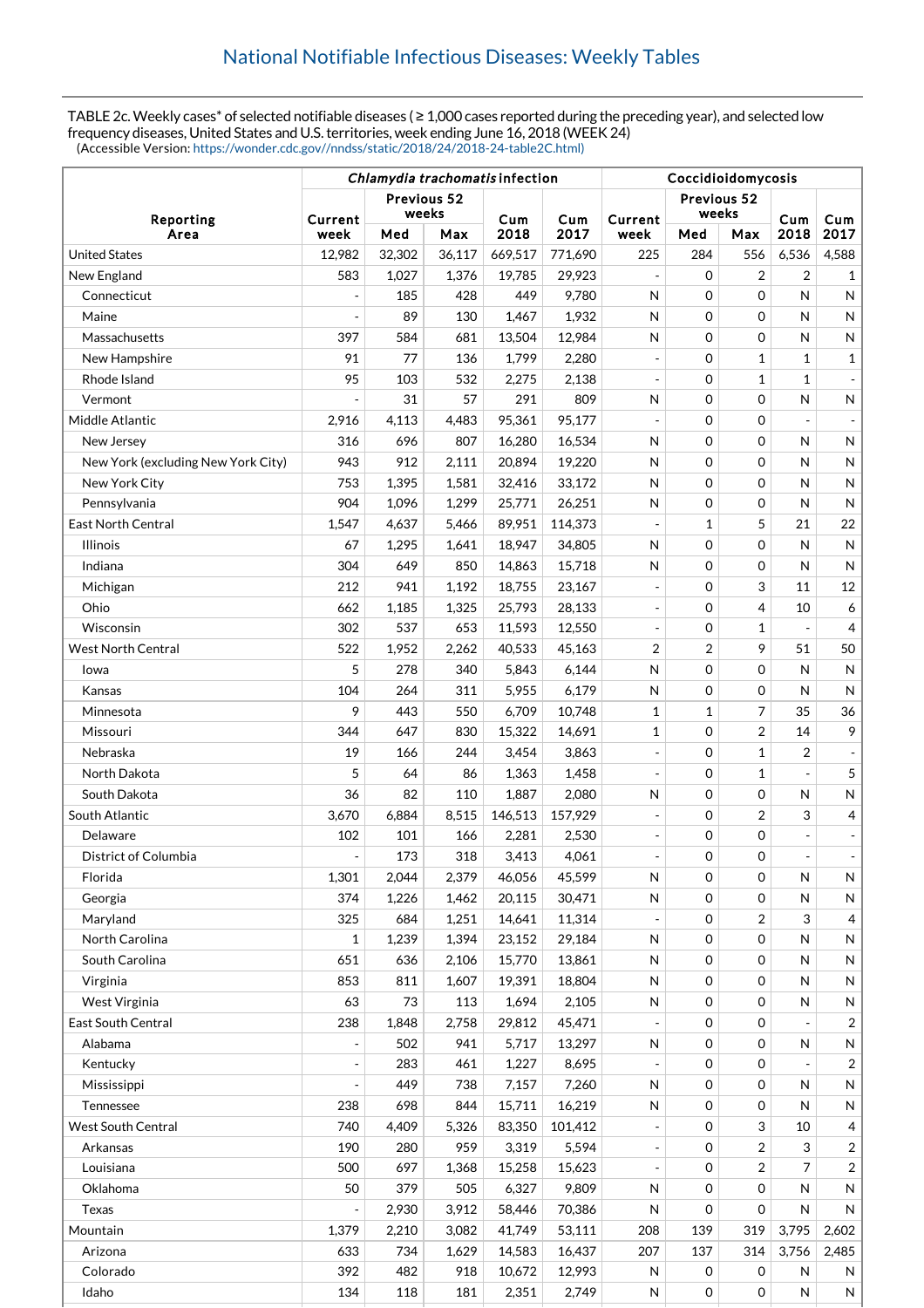# National Notifiable Infectious Diseases: Weekly Tables

TABLE 2c. Weekly cases* of selected notifiable diseases ( ≥ 1,000 cases reported during the preceding year), and selected low frequency diseases, United States and U.S. territories, week ending June 16, 2018 (WEEK 24)
(Accessible Version: https://wonder.cdc.gov//nndss/static/2018/24/2018-24-table2C.html)

| Reporting Area | *Chlamydia trachomatis* infection | | | | | Coccidioidomycosis | | | | |
|---|---|---|---|---|---|---|---|---|---|---|
| | Current week | Previous 52 weeks | | Cum 2018 | Cum 2017 | Current week | Previous 52 weeks | | Cum 2018 | Cum 2017 |
| | | Med | Max | | | | Med | Max | | |
| United States | 12,982 | 32,302 | 36,117 | 669,517 | 771,690 | 225 | 284 | 556 | 6,536 | 4,588 |
| New England | 583 | 1,027 | 1,376 | 19,785 | 29,923 | - | 0 | 2 | 2 | 1 |
| Connecticut | - | 185 | 428 | 449 | 9,780 | N | 0 | 0 | N | N |
| Maine | - | 89 | 130 | 1,467 | 1,932 | N | 0 | 0 | N | N |
| Massachusetts | 397 | 584 | 681 | 13,504 | 12,984 | N | 0 | 0 | N | N |
| New Hampshire | 91 | 77 | 136 | 1,799 | 2,280 | - | 0 | 1 | 1 | 1 |
| Rhode Island | 95 | 103 | 532 | 2,275 | 2,138 | - | 0 | 1 | 1 | - |
| Vermont | - | 31 | 57 | 291 | 809 | N | 0 | 0 | N | N |
| Middle Atlantic | 2,916 | 4,113 | 4,483 | 95,361 | 95,177 | - | 0 | 0 | - | - |
| New Jersey | 316 | 696 | 807 | 16,280 | 16,534 | N | 0 | 0 | N | N |
| New York (excluding New York City) | 943 | 912 | 2,111 | 20,894 | 19,220 | N | 0 | 0 | N | N |
| New York City | 753 | 1,395 | 1,581 | 32,416 | 33,172 | N | 0 | 0 | N | N |
| Pennsylvania | 904 | 1,096 | 1,299 | 25,771 | 26,251 | N | 0 | 0 | N | N |
| East North Central | 1,547 | 4,637 | 5,466 | 89,951 | 114,373 | - | 1 | 5 | 21 | 22 |
| Illinois | 67 | 1,295 | 1,641 | 18,947 | 34,805 | N | 0 | 0 | N | N |
| Indiana | 304 | 649 | 850 | 14,863 | 15,718 | N | 0 | 0 | N | N |
| Michigan | 212 | 941 | 1,192 | 18,755 | 23,167 | - | 0 | 3 | 11 | 12 |
| Ohio | 662 | 1,185 | 1,325 | 25,793 | 28,133 | - | 0 | 4 | 10 | 6 |
| Wisconsin | 302 | 537 | 653 | 11,593 | 12,550 | - | 0 | 1 | - | 4 |
| West North Central | 522 | 1,952 | 2,262 | 40,533 | 45,163 | 2 | 2 | 9 | 51 | 50 |
| Iowa | 5 | 278 | 340 | 5,843 | 6,144 | N | 0 | 0 | N | N |
| Kansas | 104 | 264 | 311 | 5,955 | 6,179 | N | 0 | 0 | N | N |
| Minnesota | 9 | 443 | 550 | 6,709 | 10,748 | 1 | 1 | 7 | 35 | 36 |
| Missouri | 344 | 647 | 830 | 15,322 | 14,691 | 1 | 0 | 2 | 14 | 9 |
| Nebraska | 19 | 166 | 244 | 3,454 | 3,863 | - | 0 | 1 | 2 | - |
| North Dakota | 5 | 64 | 86 | 1,363 | 1,458 | - | 0 | 1 | - | 5 |
| South Dakota | 36 | 82 | 110 | 1,887 | 2,080 | N | 0 | 0 | N | N |
| South Atlantic | 3,670 | 6,884 | 8,515 | 146,513 | 157,929 | - | 0 | 2 | 3 | 4 |
| Delaware | 102 | 101 | 166 | 2,281 | 2,530 | - | 0 | 0 | - | - |
| District of Columbia | - | 173 | 318 | 3,413 | 4,061 | - | 0 | 0 | - | - |
| Florida | 1,301 | 2,044 | 2,379 | 46,056 | 45,599 | N | 0 | 0 | N | N |
| Georgia | 374 | 1,226 | 1,462 | 20,115 | 30,471 | N | 0 | 0 | N | N |
| Maryland | 325 | 684 | 1,251 | 14,641 | 11,314 | - | 0 | 2 | 3 | 4 |
| North Carolina | 1 | 1,239 | 1,394 | 23,152 | 29,184 | N | 0 | 0 | N | N |
| South Carolina | 651 | 636 | 2,106 | 15,770 | 13,861 | N | 0 | 0 | N | N |
| Virginia | 853 | 811 | 1,607 | 19,391 | 18,804 | N | 0 | 0 | N | N |
| West Virginia | 63 | 73 | 113 | 1,694 | 2,105 | N | 0 | 0 | N | N |
| East South Central | 238 | 1,848 | 2,758 | 29,812 | 45,471 | - | 0 | 0 | - | 2 |
| Alabama | - | 502 | 941 | 5,717 | 13,297 | N | 0 | 0 | N | N |
| Kentucky | - | 283 | 461 | 1,227 | 8,695 | - | 0 | 0 | - | 2 |
| Mississippi | - | 449 | 738 | 7,157 | 7,260 | N | 0 | 0 | N | N |
| Tennessee | 238 | 698 | 844 | 15,711 | 16,219 | N | 0 | 0 | N | N |
| West South Central | 740 | 4,409 | 5,326 | 83,350 | 101,412 | - | 0 | 3 | 10 | 4 |
| Arkansas | 190 | 280 | 959 | 3,319 | 5,594 | - | 0 | 2 | 3 | 2 |
| Louisiana | 500 | 697 | 1,368 | 15,258 | 15,623 | - | 0 | 2 | 7 | 2 |
| Oklahoma | 50 | 379 | 505 | 6,327 | 9,809 | N | 0 | 0 | N | N |
| Texas | - | 2,930 | 3,912 | 58,446 | 70,386 | N | 0 | 0 | N | N |
| Mountain | 1,379 | 2,210 | 3,082 | 41,749 | 53,111 | 208 | 139 | 319 | 3,795 | 2,602 |
| Arizona | 633 | 734 | 1,629 | 14,583 | 16,437 | 207 | 137 | 314 | 3,756 | 2,485 |
| Colorado | 392 | 482 | 918 | 10,672 | 12,993 | N | 0 | 0 | N | N |
| Idaho | 134 | 118 | 181 | 2,351 | 2,749 | N | 0 | 0 | N | N |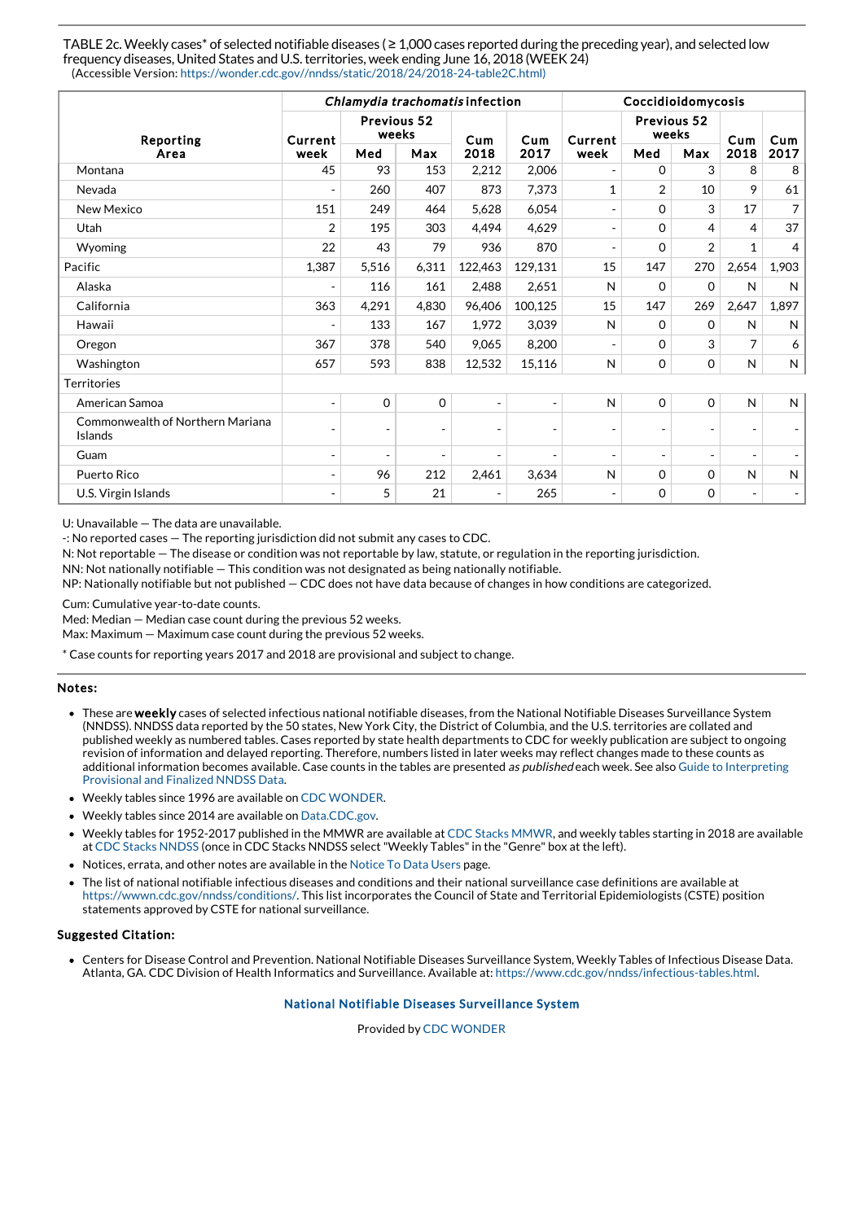TABLE 2c. Weekly cases* of selected notifiable diseases ( ≥ 1,000 cases reported during the preceding year), and selected low frequency diseases, United States and U.S. territories, week ending June 16, 2018 (WEEK 24)
(Accessible Version: https://wonder.cdc.gov//nndss/static/2018/24/2018-24-table2C.html)

| Reporting Area | *Chlamydia trachomatis* infection | | | | | Coccidioidomycosis | | | | |
|---|---|---|---|---|---|---|---|---|---|---|
| | Current week | Previous 52 weeks | | Cum 2018 | Cum 2017 | Current week | Previous 52 weeks | | Cum 2018 | Cum 2017 |
| | | Med | Max | | | | Med | Max | | |
| Montana | 45 | 93 | 153 | 2,212 | 2,006 | - | 0 | 3 | 8 | 8 |
| Nevada | - | 260 | 407 | 873 | 7,373 | 1 | 2 | 10 | 9 | 61 |
| New Mexico | 151 | 249 | 464 | 5,628 | 6,054 | - | 0 | 3 | 17 | 7 |
| Utah | 2 | 195 | 303 | 4,494 | 4,629 | - | 0 | 4 | 4 | 37 |
| Wyoming | 22 | 43 | 79 | 936 | 870 | - | 0 | 2 | 1 | 4 |
| Pacific | 1,387 | 5,516 | 6,311 | 122,463 | 129,131 | 15 | 147 | 270 | 2,654 | 1,903 |
| Alaska | - | 116 | 161 | 2,488 | 2,651 | N | 0 | 0 | N | N |
| California | 363 | 4,291 | 4,830 | 96,406 | 100,125 | 15 | 147 | 269 | 2,647 | 1,897 |
| Hawaii | - | 133 | 167 | 1,972 | 3,039 | N | 0 | 0 | N | N |
| Oregon | 367 | 378 | 540 | 9,065 | 8,200 | - | 0 | 3 | 7 | 6 |
| Washington | 657 | 593 | 838 | 12,532 | 15,116 | N | 0 | 0 | N | N |
| Territories | | | | | | | | | | |
| American Samoa | - | 0 | 0 | - | - | N | 0 | 0 | N | N |
| Commonwealth of Northern Mariana Islands | - | - | - | - | - | - | - | - | - | - |
| Guam | - | - | - | - | - | - | - | - | - | - |
| Puerto Rico | - | 96 | 212 | 2,461 | 3,634 | N | 0 | 0 | N | N |
| U.S. Virgin Islands | - | 5 | 21 | - | 265 | - | 0 | 0 | - | - |

U: Unavailable — The data are unavailable.
-: No reported cases — The reporting jurisdiction did not submit any cases to CDC.
N: Not reportable — The disease or condition was not reportable by law, statute, or regulation in the reporting jurisdiction.
NN: Not nationally notifiable — This condition was not designated as being nationally notifiable.
NP: Nationally notifiable but not published — CDC does not have data because of changes in how conditions are categorized.

Cum: Cumulative year-to-date counts.
Med: Median — Median case count during the previous 52 weeks.
Max: Maximum — Maximum case count during the previous 52 weeks.

* Case counts for reporting years 2017 and 2018 are provisional and subject to change.

## Notes:

- These are **weekly** cases of selected infectious national notifiable diseases, from the National Notifiable Diseases Surveillance System (NNDSS). NNDSS data reported by the 50 states, New York City, the District of Columbia, and the U.S. territories are collated and published weekly as numbered tables. Cases reported by state health departments to CDC for weekly publication are subject to ongoing revision of information and delayed reporting. Therefore, numbers listed in later weeks may reflect changes made to these counts as additional information becomes available. Case counts in the tables are presented *as published* each week. See also Guide to Interpreting Provisional and Finalized NNDSS Data.
- Weekly tables since 1996 are available on CDC WONDER.
- Weekly tables since 2014 are available on Data.CDC.gov.
- Weekly tables for 1952-2017 published in the MMWR are available at CDC Stacks MMWR, and weekly tables starting in 2018 are available at CDC Stacks NNDSS (once in CDC Stacks NNDSS select "Weekly Tables" in the "Genre" box at the left).
- Notices, errata, and other notes are available in the Notice To Data Users page.
- The list of national notifiable infectious diseases and conditions and their national surveillance case definitions are available at https://wwwn.cdc.gov/nndss/conditions/. This list incorporates the Council of State and Territorial Epidemiologists (CSTE) position statements approved by CSTE for national surveillance.

## Suggested Citation:

- Centers for Disease Control and Prevention. National Notifiable Diseases Surveillance System, Weekly Tables of Infectious Disease Data. Atlanta, GA. CDC Division of Health Informatics and Surveillance. Available at: https://www.cdc.gov/nndss/infectious-tables.html.

National Notifiable Diseases Surveillance System

Provided by CDC WONDER